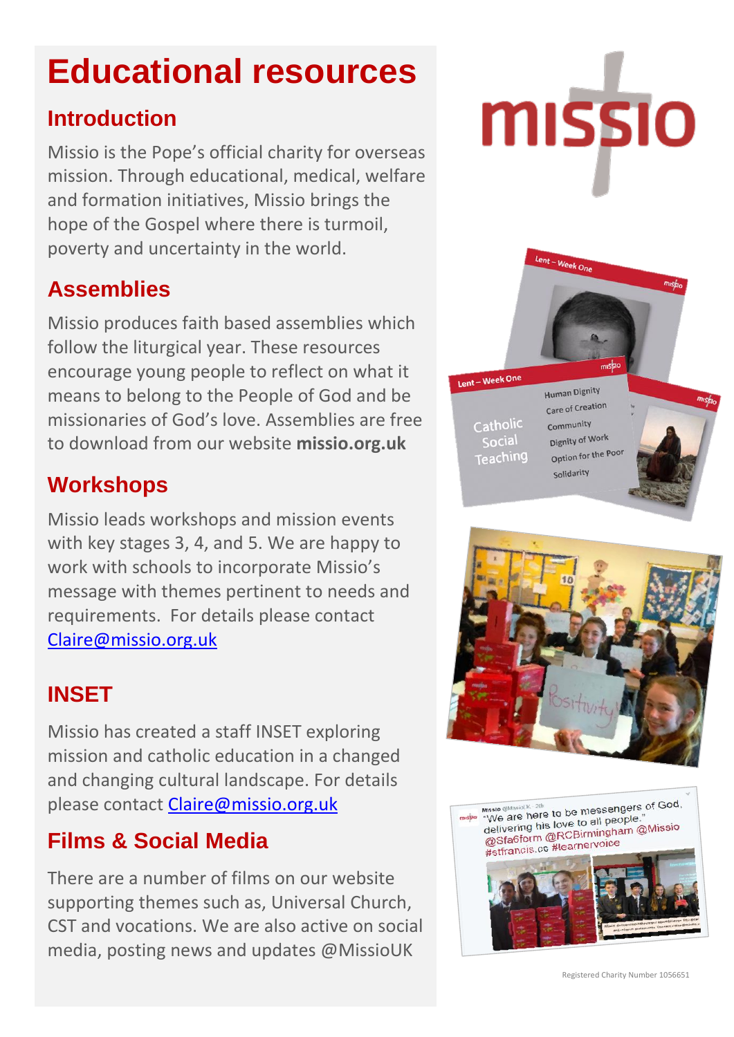# Educational resources

## Introduction

Missio is the Pope's official charity for overseas mission. Through educational, medical, welfare and formation initiatives, Missio brings the hope of the Gospel where there is turmoil, poverty and uncertainty in the world.

## Assemblies

Missio produces faith based assemblies which follow the liturgical year. These resources encourage young people to reflect on what it means to belong to the People of God and be missionaries of God's love. Assemblies are free to download from our website **missio.org.uk**

## Workshops

Missio leads workshops and mission events with key stages 3, 4, and 5. We are happy to work with schools to incorporate Missio's message with themes pertinent to needs and requirements. For details please contact [Claire@missio.org.uk](mailto:Claire@missio.org.uk)

## INSET

Missio has created a staff INSET exploring mission and catholic education in a changed and changing cultural landscape. For details please contact [Claire@missio.org.uk](mailto:Claire@missio.org.uk)

## Films & Social Media

There are a number of films on our website supporting themes such as, Universal Church, CST and vocations. We are also active on social media, posting news and updates @MissioUK

Registered Charity Number 1056651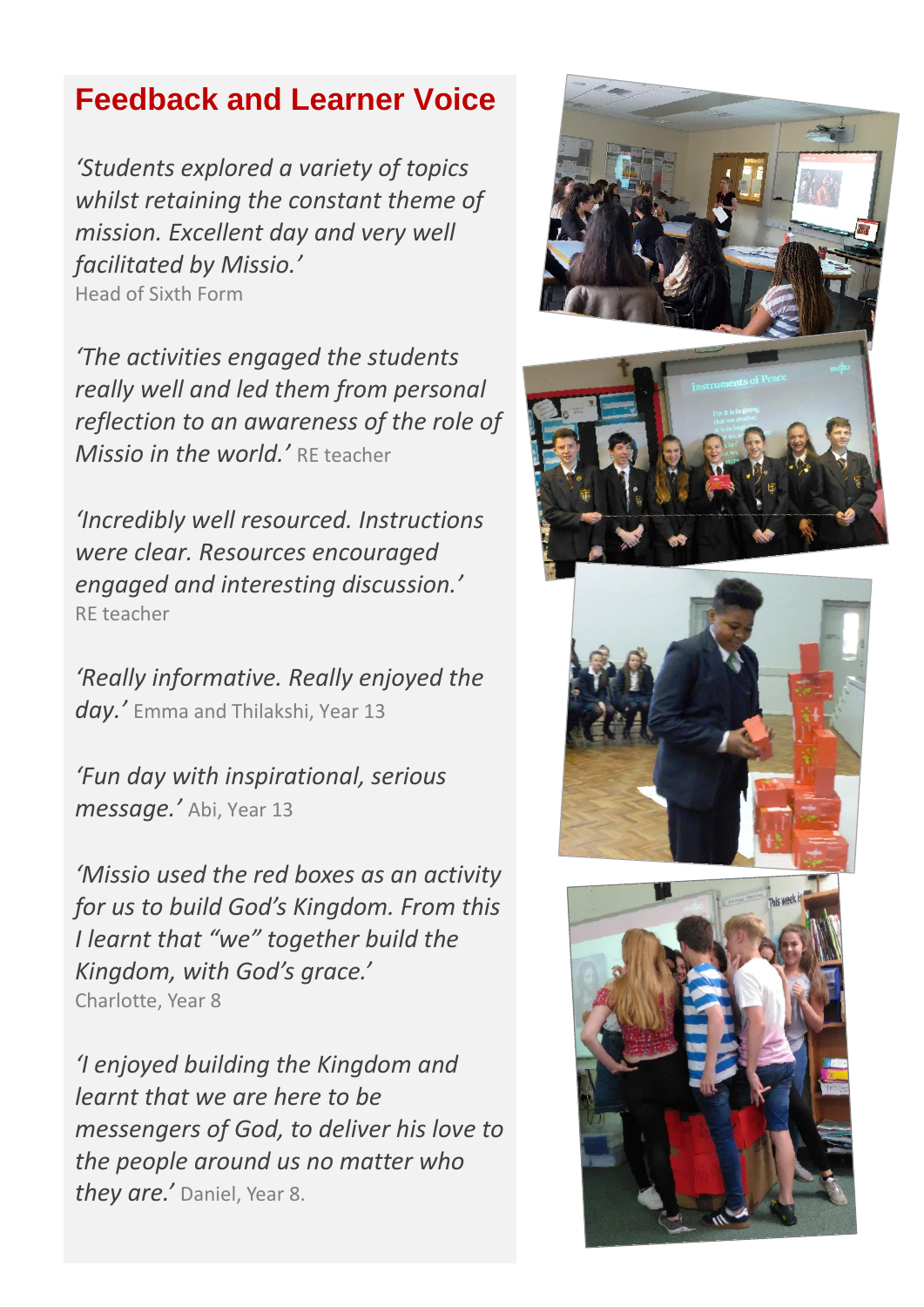## Feedback and Learner Voice

*'Students explored a variety of topics whilst retaining the constant theme of mission. Excellent day and very well facilitated by Missio.'*
Head of Sixth Form

*'The activities engaged the students really well and led them from personal reflection to an awareness of the role of Missio in the world.'* RE teacher

*'Incredibly well resourced. Instructions were clear. Resources encouraged engaged and interesting discussion.'*
RE teacher

*'Really informative. Really enjoyed the day.'* Emma and Thilakshi, Year 13

*'Fun day with inspirational, serious message.'* Abi, Year 13

*'Missio used the red boxes as an activity for us to build God's Kingdom. From this I learnt that "we" together build the Kingdom, with God's grace.'*
Charlotte, Year 8

*'I enjoyed building the Kingdom and learnt that we are here to be messengers of God, to deliver his love to the people around us no matter who they are.'* Daniel, Year 8.